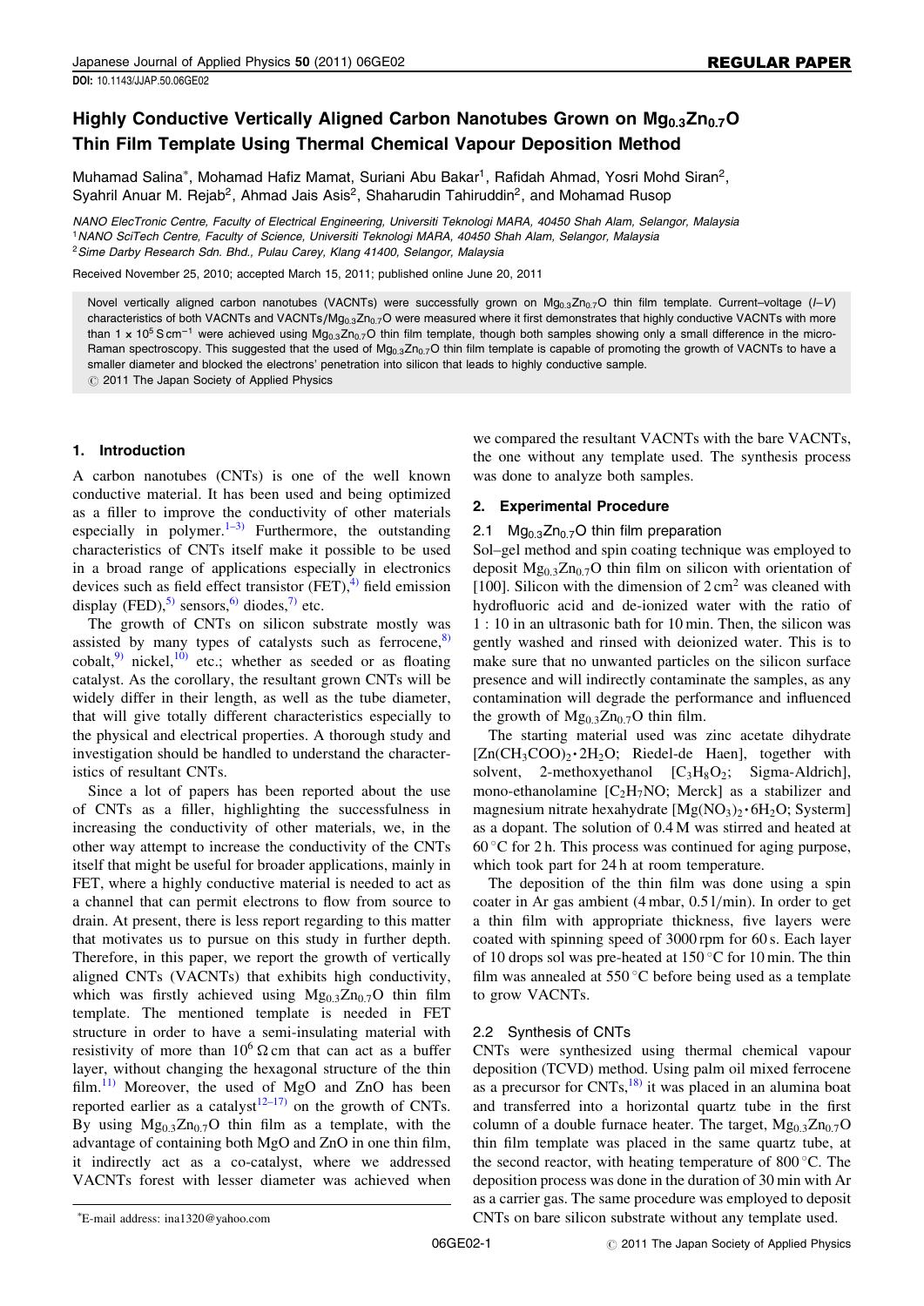# Highly Conductive Vertically Aligned Carbon Nanotubes Grown on $Mg_{0.3}Zn_{0.7}O$ Thin Film Template Using Thermal Chemical Vapour Deposition Method

Muhamad Salina*, Mohamad Hafiz Mamat, Suriani Abu Bakar[1], Rafidah Ahmad, Yosri Mohd Siran[2], Syahril Anuar M. Rejab[2], Ahmad Jais Asis[2], Shaharudin Tahiruddin[2], and Mohamad Rusop

*NANO ElecTronic Centre, Faculty of Electrical Engineering, Universiti Teknologi MARA, 40450 Shah Alam, Selangor, Malaysia*
[1]*NANO SciTech Centre, Faculty of Science, Universiti Teknologi MARA, 40450 Shah Alam, Selangor, Malaysia*
[2]*Sime Darby Research Sdn. Bhd., Pulau Carey, Klang 41400, Selangor, Malaysia*

Received November 25, 2010; accepted March 15, 2011; published online June 20, 2011

Novel vertically aligned carbon nanotubes (VACNTs) were successfully grown on $Mg_{0.3}Zn_{0.7}O$ thin film template. Current–voltage ($I$–$V$) characteristics of both VACNTs and VACNTs/$Mg_{0.3}Zn_{0.7}O$ were measured where it first demonstrates that highly conductive VACNTs with more than $1 \times 10^5$ S cm$^{-1}$ were achieved using $Mg_{0.3}Zn_{0.7}O$ thin film template, though both samples showing only a small difference in the micro-Raman spectroscopy. This suggested that the used of $Mg_{0.3}Zn_{0.7}O$ thin film template is capable of promoting the growth of VACNTs to have a smaller diameter and blocked the electrons' penetration into silicon that leads to highly conductive sample.
© 2011 The Japan Society of Applied Physics

## 1. Introduction

A carbon nanotubes (CNTs) is one of the well known conductive material. It has been used and being optimized as a filler to improve the conductivity of other materials especially in polymer.[1–3] Furthermore, the outstanding characteristics of CNTs itself make it possible to be used in a broad range of applications especially in electronics devices such as field effect transistor (FET),[4] field emission display (FED),[5] sensors,[6] diodes,[7] etc.

The growth of CNTs on silicon substrate mostly was assisted by many types of catalysts such as ferrocene,[8] cobalt,[9] nickel,[10] etc.; whether as seeded or as floating catalyst. As the corollary, the resultant grown CNTs will be widely differ in their length, as well as the tube diameter, that will give totally different characteristics especially to the physical and electrical properties. A thorough study and investigation should be handled to understand the characteristics of resultant CNTs.

Since a lot of papers has been reported about the use of CNTs as a filler, highlighting the successfulness in increasing the conductivity of other materials, we, in the other way attempt to increase the conductivity of the CNTs itself that might be useful for broader applications, mainly in FET, where a highly conductive material is needed to act as a channel that can permit electrons to flow from source to drain. At present, there is less report regarding to this matter that motivates us to pursue on this study in further depth. Therefore, in this paper, we report the growth of vertically aligned CNTs (VACNTs) that exhibits high conductivity, which was firstly achieved using $Mg_{0.3}Zn_{0.7}O$ thin film template. The mentioned template is needed in FET structure in order to have a semi-insulating material with resistivity of more than $10^6$ Ω cm that can act as a buffer layer, without changing the hexagonal structure of the thin film.[11] Moreover, the used of MgO and ZnO has been reported earlier as a catalyst[12–17] on the growth of CNTs. By using $Mg_{0.3}Zn_{0.7}O$ thin film as a template, with the advantage of containing both MgO and ZnO in one thin film, it indirectly act as a co-catalyst, where we addressed VACNTs forest with lesser diameter was achieved when we compared the resultant VACNTs with the bare VACNTs, the one without any template used. The synthesis process was done to analyze both samples.

## 2. Experimental Procedure

### 2.1 $Mg_{0.3}Zn_{0.7}O$ thin film preparation

Sol–gel method and spin coating technique was employed to deposit $Mg_{0.3}Zn_{0.7}O$ thin film on silicon with orientation of [100]. Silicon with the dimension of 2 cm$^2$ was cleaned with hydrofluoric acid and de-ionized water with the ratio of 1 : 10 in an ultrasonic bath for 10 min. Then, the silicon was gently washed and rinsed with deionized water. This is to make sure that no unwanted particles on the silicon surface presence and will indirectly contaminate the samples, as any contamination will degrade the performance and influenced the growth of $Mg_{0.3}Zn_{0.7}O$ thin film.

The starting material used was zinc acetate dihydrate [$Zn(CH_3COO)_2 \cdot 2H_2O$; Riedel-de Haen], together with solvent, 2-methoxyethanol [$C_3H_8O_2$; Sigma-Aldrich], mono-ethanolamine [$C_2H_7NO$; Merck] as a stabilizer and magnesium nitrate hexahydrate [$Mg(NO_3)_2 \cdot 6H_2O$; Systerm] as a dopant. The solution of 0.4 M was stirred and heated at 60 °C for 2 h. This process was continued for aging purpose, which took part for 24 h at room temperature.

The deposition of the thin film was done using a spin coater in Ar gas ambient (4 mbar, 0.5 l/min). In order to get a thin film with appropriate thickness, five layers were coated with spinning speed of 3000 rpm for 60 s. Each layer of 10 drops sol was pre-heated at 150 °C for 10 min. The thin film was annealed at 550 °C before being used as a template to grow VACNTs.

### 2.2 Synthesis of CNTs

CNTs were synthesized using thermal chemical vapour deposition (TCVD) method. Using palm oil mixed ferrocene as a precursor for CNTs,[18] it was placed in an alumina boat and transferred into a horizontal quartz tube in the first column of a double furnace heater. The target, $Mg_{0.3}Zn_{0.7}O$ thin film template was placed in the same quartz tube, at the second reactor, with heating temperature of 800 °C. The deposition process was done in the duration of 30 min with Ar as a carrier gas. The same procedure was employed to deposit CNTs on bare silicon substrate without any template used.

*E-mail address: ina1320@yahoo.com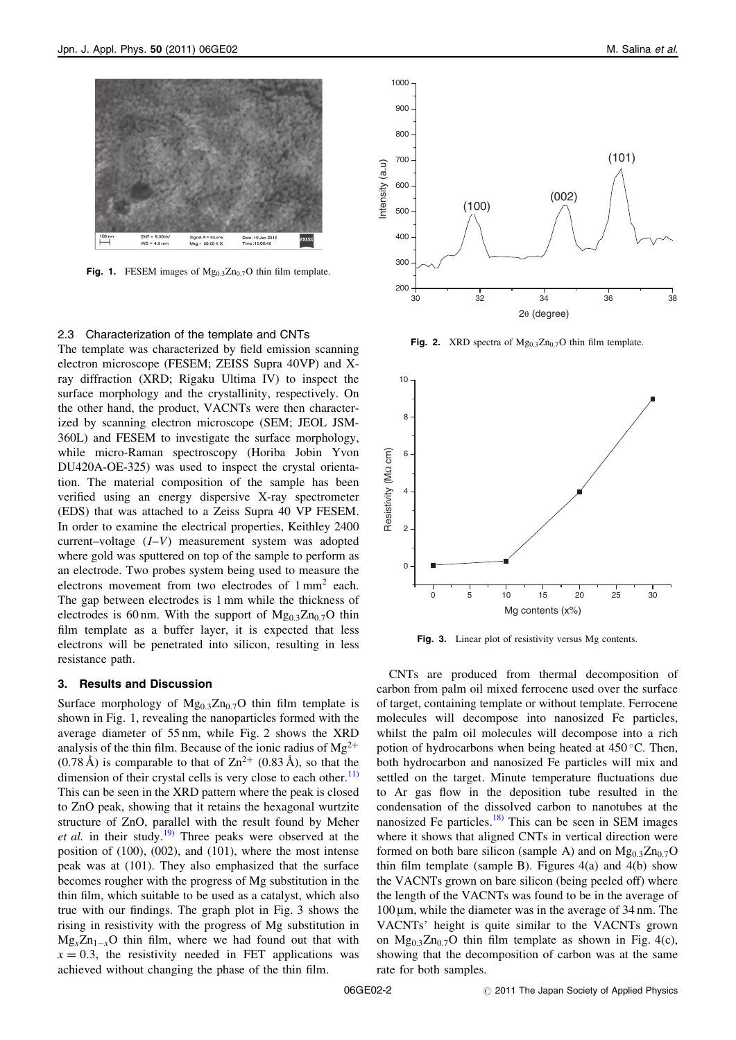Fig. 1. FESEM images of $Mg_{0.3}Zn_{0.7}O$ thin film template.

Fig. 2. XRD spectra of $Mg_{0.3}Zn_{0.7}O$ thin film template.

Fig. 3. Linear plot of resistivity versus Mg contents.

### 2.3 Characterization of the template and CNTs

The template was characterized by field emission scanning electron microscope (FESEM; ZEISS Supra 40VP) and X-ray diffraction (XRD; Rigaku Ultima IV) to inspect the surface morphology and the crystallinity, respectively. On the other hand, the product, VACNTs were then characterized by scanning electron microscope (SEM; JEOL JSM-360L) and FESEM to investigate the surface morphology, while micro-Raman spectroscopy (Horiba Jobin Yvon DU420A-OE-325) was used to inspect the crystal orientation. The material composition of the sample has been verified using an energy dispersive X-ray spectrometer (EDS) that was attached to a Zeiss Supra 40 VP FESEM. In order to examine the electrical properties, Keithley 2400 current–voltage ($I$–$V$) measurement system was adopted where gold was sputtered on top of the sample to perform as an electrode. Two probes system being used to measure the electrons movement from two electrodes of 1 $mm^2$ each. The gap between electrodes is 1 mm while the thickness of electrodes is 60 nm. With the support of $Mg_{0.3}Zn_{0.7}O$ thin film template as a buffer layer, it is expected that less electrons will be penetrated into silicon, resulting in less resistance path.

## 3. Results and Discussion

Surface morphology of $Mg_{0.3}Zn_{0.7}O$ thin film template is shown in Fig. 1, revealing the nanoparticles formed with the average diameter of 55 nm, while Fig. 2 shows the XRD analysis of the thin film. Because of the ionic radius of $Mg^{2+}$ (0.78 Å) is comparable to that of $Zn^{2+}$ (0.83 Å), so that the dimension of their crystal cells is very close to each other.[11] This can be seen in the XRD pattern where the peak is closed to ZnO peak, showing that it retains the hexagonal wurtzite structure of ZnO, parallel with the result found by Meher *et al.* in their study.[19] Three peaks were observed at the position of (100), (002), and (101), where the most intense peak was at (101). They also emphasized that the surface becomes rougher with the progress of Mg substitution in the thin film, which suitable to be used as a catalyst, which also true with our findings. The graph plot in Fig. 3 shows the rising in resistivity with the progress of Mg substitution in $Mg_xZn_{1-x}O$ thin film, where we had found out that with $x = 0.3$, the resistivity needed in FET applications was achieved without changing the phase of the thin film.

CNTs are produced from thermal decomposition of carbon from palm oil mixed ferrocene used over the surface of target, containing template or without template. Ferrocene molecules will decompose into nanosized Fe particles, whilst the palm oil molecules will decompose into a rich potion of hydrocarbons when being heated at 450 °C. Then, both hydrocarbon and nanosized Fe particles will mix and settled on the target. Minute temperature fluctuations due to Ar gas flow in the deposition tube resulted in the condensation of the dissolved carbon to nanotubes at the nanosized Fe particles.[18] This can be seen in SEM images where it shows that aligned CNTs in vertical direction were formed on both bare silicon (sample A) and on $Mg_{0.3}Zn_{0.7}O$ thin film template (sample B). Figures 4(a) and 4(b) show the VACNTs grown on bare silicon (being peeled off) where the length of the VACNTs was found to be in the average of 100 µm, while the diameter was in the average of 34 nm. The VACNTs' height is quite similar to the VACNTs grown on $Mg_{0.3}Zn_{0.7}O$ thin film template as shown in Fig. 4(c), showing that the decomposition of carbon was at the same rate for both samples.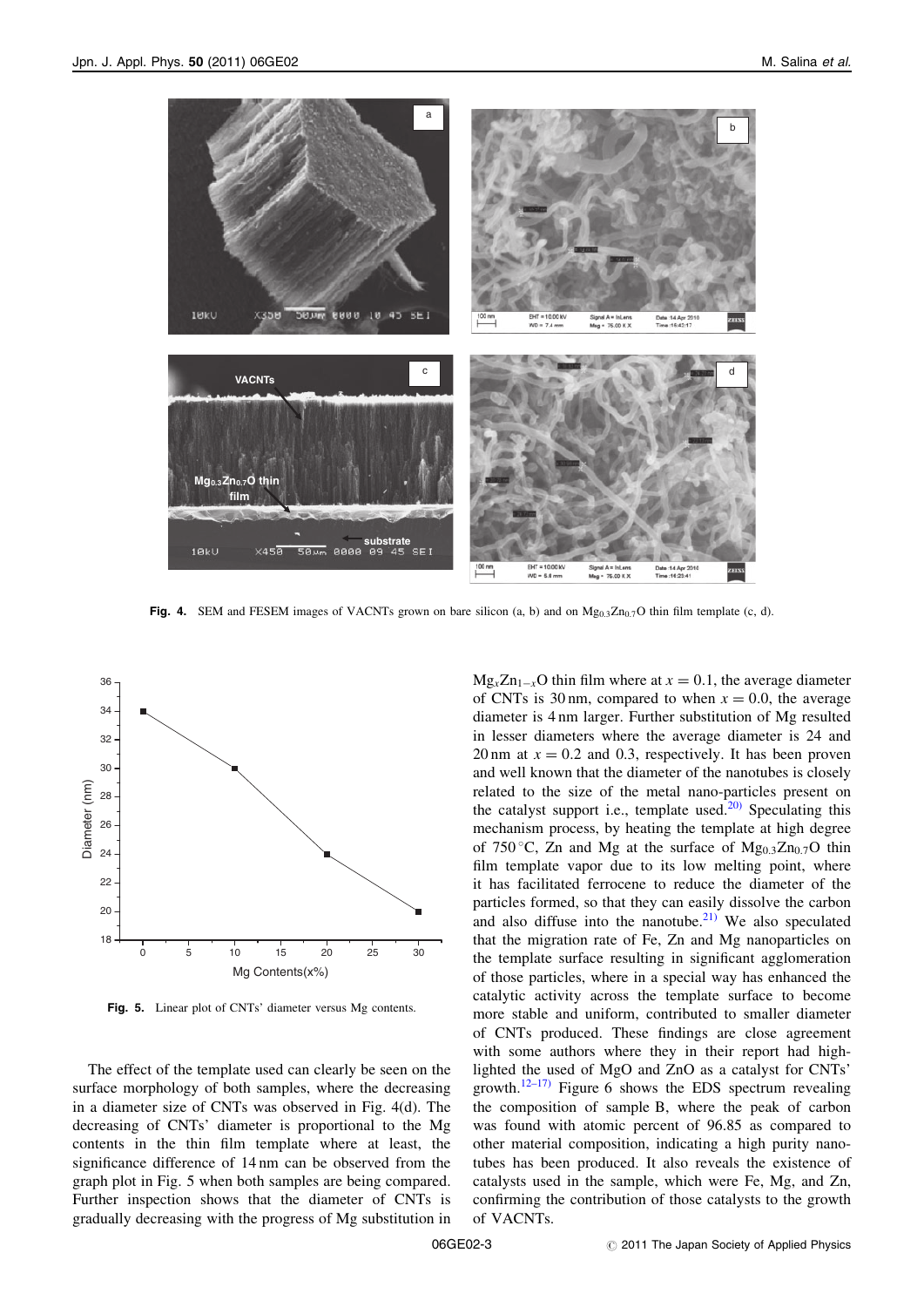**Fig. 4.** SEM and FESEM images of VACNTs grown on bare silicon (a, b) and on $Mg_{0.3}Zn_{0.7}O$ thin film template (c, d).

**Fig. 5.** Linear plot of CNTs' diameter versus Mg contents.

The effect of the template used can clearly be seen on the surface morphology of both samples, where the decreasing in a diameter size of CNTs was observed in Fig. 4(d). The decreasing of CNTs' diameter is proportional to the Mg contents in the thin film template where at least, the significance difference of 14 nm can be observed from the graph plot in Fig. 5 when both samples are being compared. Further inspection shows that the diameter of CNTs is gradually decreasing with the progress of Mg substitution in $Mg_xZn_{1-x}O$ thin film where at $x = 0.1$, the average diameter of CNTs is 30 nm, compared to when $x = 0.0$, the average diameter is 4 nm larger. Further substitution of Mg resulted in lesser diameters where the average diameter is 24 and 20 nm at $x = 0.2$ and 0.3, respectively. It has been proven and well known that the diameter of the nanotubes is closely related to the size of the metal nano-particles present on the catalyst support i.e., template used.[20] Speculating this mechanism process, by heating the template at high degree of 750 °C, Zn and Mg at the surface of $Mg_{0.3}Zn_{0.7}O$ thin film template vapor due to its low melting point, where it has facilitated ferrocene to reduce the diameter of the particles formed, so that they can easily dissolve the carbon and also diffuse into the nanotube.[21] We also speculated that the migration rate of Fe, Zn and Mg nanoparticles on the template surface resulting in significant agglomeration of those particles, where in a special way has enhanced the catalytic activity across the template surface to become more stable and uniform, contributed to smaller diameter of CNTs produced. These findings are close agreement with some authors where they in their report had highlighted the used of MgO and ZnO as a catalyst for CNTs' growth.[12–17] Figure 6 shows the EDS spectrum revealing the composition of sample B, where the peak of carbon was found with atomic percent of 96.85 as compared to other material composition, indicating a high purity nanotubes has been produced. It also reveals the existence of catalysts used in the sample, which were Fe, Mg, and Zn, confirming the contribution of those catalysts to the growth of VACNTs.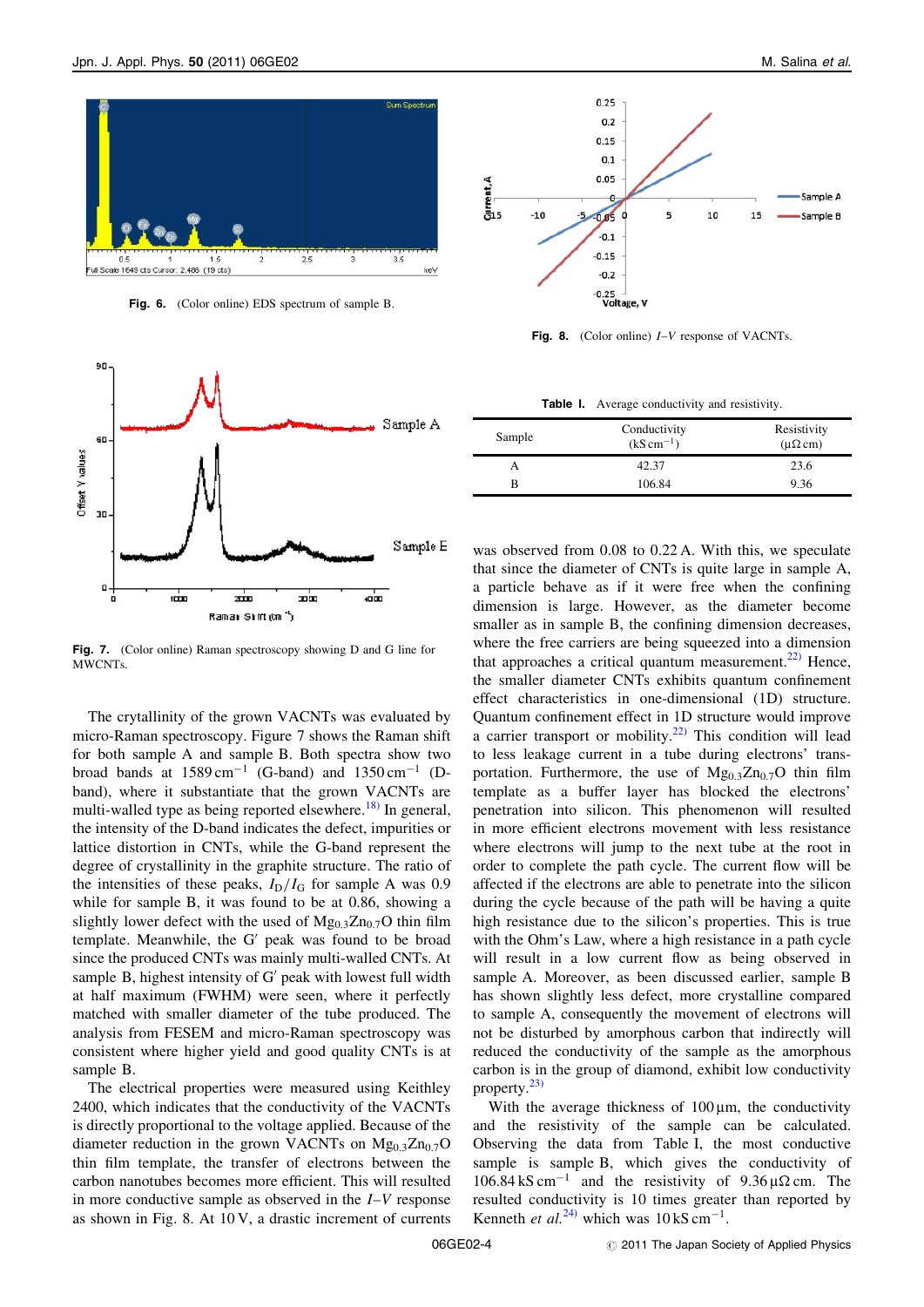Fig. 6. (Color online) EDS spectrum of sample B.

Fig. 7. (Color online) Raman spectroscopy showing D and G line for MWCNTs.

The crytallinity of the grown VACNTs was evaluated by micro-Raman spectroscopy. Figure 7 shows the Raman shift for both sample A and sample B. Both spectra show two broad bands at 1589 $cm^{-1}$ (G-band) and 1350 $cm^{-1}$ (D-band), where it substantiate that the grown VACNTs are multi-walled type as being reported elsewhere.[18] In general, the intensity of the D-band indicates the defect, impurities or lattice distortion in CNTs, while the G-band represent the degree of crystallinity in the graphite structure. The ratio of the intensities of these peaks, $I_D/I_G$ for sample A was 0.9 while for sample B, it was found to be at 0.86, showing a slightly lower defect with the used of $Mg_{0.3}Zn_{0.7}O$ thin film template. Meanwhile, the G′ peak was found to be broad since the produced CNTs was mainly multi-walled CNTs. At sample B, highest intensity of G′ peak with lowest full width at half maximum (FWHM) were seen, where it perfectly matched with smaller diameter of the tube produced. The analysis from FESEM and micro-Raman spectroscopy was consistent where higher yield and good quality CNTs is at sample B.

The electrical properties were measured using Keithley 2400, which indicates that the conductivity of the VACNTs is directly proportional to the voltage applied. Because of the diameter reduction in the grown VACNTs on $Mg_{0.3}Zn_{0.7}O$ thin film template, the transfer of electrons between the carbon nanotubes becomes more efficient. This will resulted in more conductive sample as observed in the $I$–$V$ response as shown in Fig. 8. At 10 V, a drastic increment of currents was observed from 0.08 to 0.22 A. With this, we speculate that since the diameter of CNTs is quite large in sample A, a particle behave as if it were free when the confining dimension is large. However, as the diameter become smaller as in sample B, the confining dimension decreases, where the free carriers are being squeezed into a dimension that approaches a critical quantum measurement.[22] Hence, the smaller diameter CNTs exhibits quantum confinement effect characteristics in one-dimensional (1D) structure. Quantum confinement effect in 1D structure would improve a carrier transport or mobility.[22] This condition will lead to less leakage current in a tube during electrons' transportation. Furthermore, the use of $Mg_{0.3}Zn_{0.7}O$ thin film template as a buffer layer has blocked the electrons' penetration into silicon. This phenomenon will resulted in more efficient electrons movement with less resistance where electrons will jump to the next tube at the root in order to complete the path cycle. The current flow will be affected if the electrons are able to penetrate into the silicon during the cycle because of the path will be having a quite high resistance due to the silicon's properties. This is true with the Ohm's Law, where a high resistance in a path cycle will result in a low current flow as being observed in sample A. Moreover, as been discussed earlier, sample B has shown slightly less defect, more crystalline compared to sample A, consequently the movement of electrons will not be disturbed by amorphous carbon that indirectly will reduced the conductivity of the sample as the amorphous carbon is in the group of diamond, exhibit low conductivity property.[23]

Fig. 8. (Color online) $I$–$V$ response of VACNTs.

Table I. Average conductivity and resistivity.

| Sample | Conductivity ($kS\,cm^{-1}$) | Resistivity ($\mu\Omega\,cm$) |
|---|---|---|
| A | 42.37 | 23.6 |
| B | 106.84 | 9.36 |

With the average thickness of 100 μm, the conductivity and the resistivity of the sample can be calculated. Observing the data from Table I, the most conductive sample is sample B, which gives the conductivity of 106.84 $kS\,cm^{-1}$ and the resistivity of 9.36 $\mu\Omega\,cm$. The resulted conductivity is 10 times greater than reported by Kenneth *et al.*[24] which was 10 $kS\,cm^{-1}$.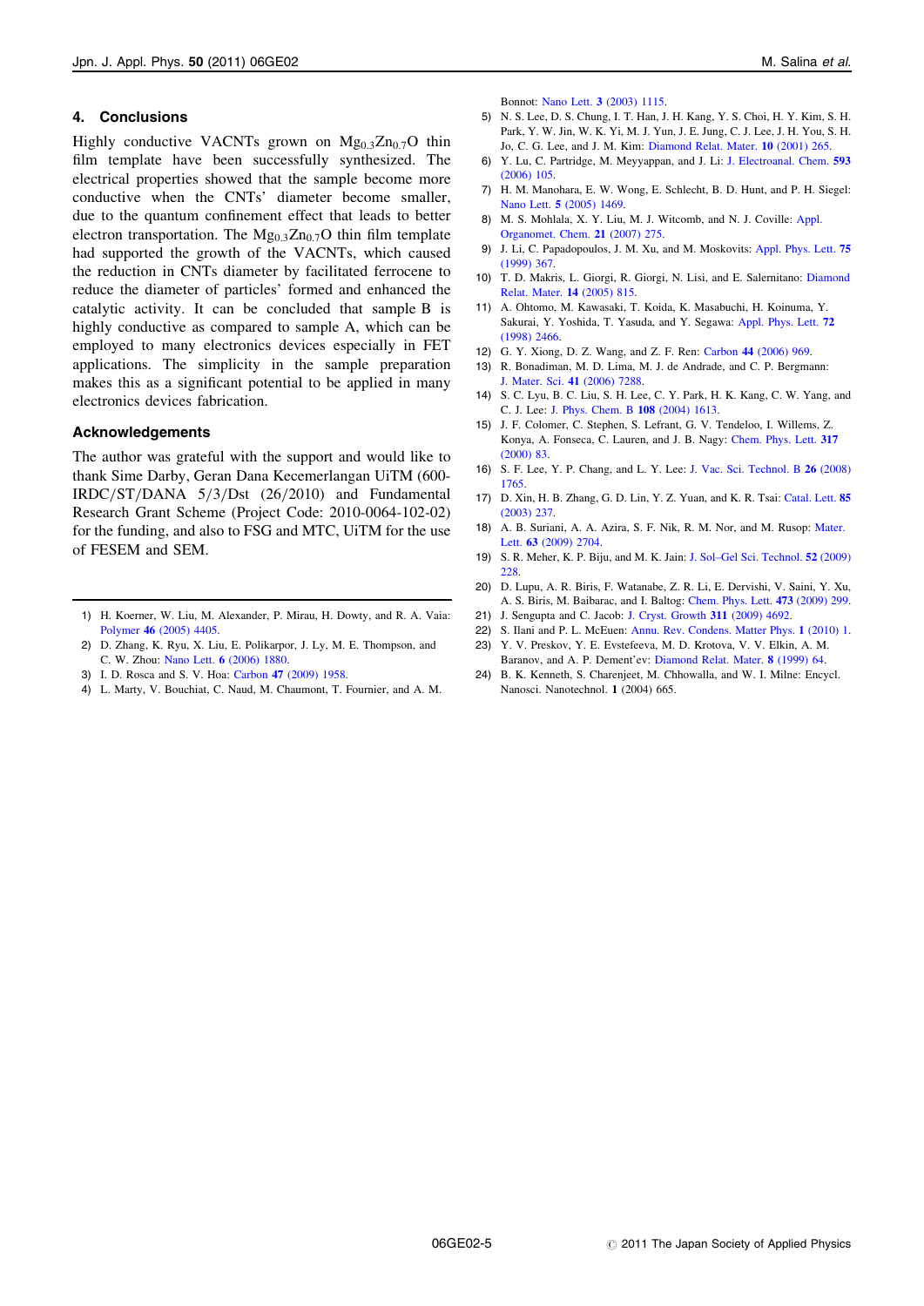## 4. Conclusions

Highly conductive VACNTs grown on $Mg_{0.3}Zn_{0.7}O$ thin film template have been successfully synthesized. The electrical properties showed that the sample become more conductive when the CNTs' diameter become smaller, due to the quantum confinement effect that leads to better electron transportation. The $Mg_{0.3}Zn_{0.7}O$ thin film template had supported the growth of the VACNTs, which caused the reduction in CNTs diameter by facilitated ferrocene to reduce the diameter of particles' formed and enhanced the catalytic activity. It can be concluded that sample B is highly conductive as compared to sample A, which can be employed to many electronics devices especially in FET applications. The simplicity in the sample preparation makes this as a significant potential to be applied in many electronics devices fabrication.

### Acknowledgements

The author was grateful with the support and would like to thank Sime Darby, Geran Dana Kecemerlangan UiTM (600-IRDC/ST/DANA 5/3/Dst (26/2010) and Fundamental Research Grant Scheme (Project Code: 2010-0064-102-02) for the funding, and also to FSG and MTC, UiTM for the use of FESEM and SEM.

1) H. Koerner, W. Liu, M. Alexander, P. Mirau, H. Dowty, and R. A. Vaia: Polymer **46** (2005) 4405.
2) D. Zhang, K. Ryu, X. Liu, E. Polikarpor, J. Ly, M. E. Thompson, and C. W. Zhou: Nano Lett. **6** (2006) 1880.
3) I. D. Rosca and S. V. Hoa: Carbon **47** (2009) 1958.
4) L. Marty, V. Bouchiat, C. Naud, M. Chaumont, T. Fournier, and A. M. Bonnot: Nano Lett. **3** (2003) 1115.
5) N. S. Lee, D. S. Chung, I. T. Han, J. H. Kang, Y. S. Choi, H. Y. Kim, S. H. Park, Y. W. Jin, W. K. Yi, M. J. Yun, J. E. Jung, C. J. Lee, J. H. You, S. H. Jo, C. G. Lee, and J. M. Kim: Diamond Relat. Mater. **10** (2001) 265.
6) Y. Lu, C. Partridge, M. Meyyappan, and J. Li: J. Electroanal. Chem. **593** (2006) 105.
7) H. M. Manohara, E. W. Wong, E. Schlecht, B. D. Hunt, and P. H. Siegel: Nano Lett. **5** (2005) 1469.
8) M. S. Mohlala, X. Y. Liu, M. J. Witcomb, and N. J. Coville: Appl. Organomet. Chem. **21** (2007) 275.
9) J. Li, C. Papadopoulos, J. M. Xu, and M. Moskovits: Appl. Phys. Lett. **75** (1999) 367.
10) T. D. Makris, L. Giorgi, R. Giorgi, N. Lisi, and E. Salernitano: Diamond Relat. Mater. **14** (2005) 815.
11) A. Ohtomo, M. Kawasaki, T. Koida, K. Masabuchi, H. Koinuma, Y. Sakurai, Y. Yoshida, T. Yasuda, and Y. Segawa: Appl. Phys. Lett. **72** (1998) 2466.
12) G. Y. Xiong, D. Z. Wang, and Z. F. Ren: Carbon **44** (2006) 969.
13) R. Bonadiman, M. D. Lima, M. J. de Andrade, and C. P. Bergmann: J. Mater. Sci. **41** (2006) 7288.
14) S. C. Lyu, B. C. Liu, S. H. Lee, C. Y. Park, H. K. Kang, C. W. Yang, and C. J. Lee: J. Phys. Chem. B **108** (2004) 1613.
15) J. F. Colomer, C. Stephen, S. Lefrant, G. V. Tendeloo, I. Willems, Z. Konya, A. Fonseca, C. Lauren, and J. B. Nagy: Chem. Phys. Lett. **317** (2000) 83.
16) S. F. Lee, Y. P. Chang, and L. Y. Lee: J. Vac. Sci. Technol. B **26** (2008) 1765.
17) D. Xin, H. B. Zhang, G. D. Lin, Y. Z. Yuan, and K. R. Tsai: Catal. Lett. **85** (2003) 237.
18) A. B. Suriani, A. A. Azira, S. F. Nik, R. M. Nor, and M. Rusop: Mater. Lett. **63** (2009) 2704.
19) S. R. Meher, K. P. Biju, and M. K. Jain: J. Sol–Gel Sci. Technol. **52** (2009) 228.
20) D. Lupu, A. R. Biris, F. Watanabe, Z. R. Li, E. Dervishi, V. Saini, Y. Xu, A. S. Biris, M. Baibarac, and I. Baltog: Chem. Phys. Lett. **473** (2009) 299.
21) J. Sengupta and C. Jacob: J. Cryst. Growth **311** (2009) 4692.
22) S. Ilani and P. L. McEuen: Annu. Rev. Condens. Matter Phys. **1** (2010) 1.
23) Y. V. Preskov, Y. E. Evstefeeva, M. D. Krotova, V. V. Elkin, A. M. Baranov, and A. P. Dement'ev: Diamond Relat. Mater. **8** (1999) 64.
24) B. K. Kenneth, S. Charenjeet, M. Chhowalla, and W. I. Milne: Encycl. Nanosci. Nanotechnol. **1** (2004) 665.